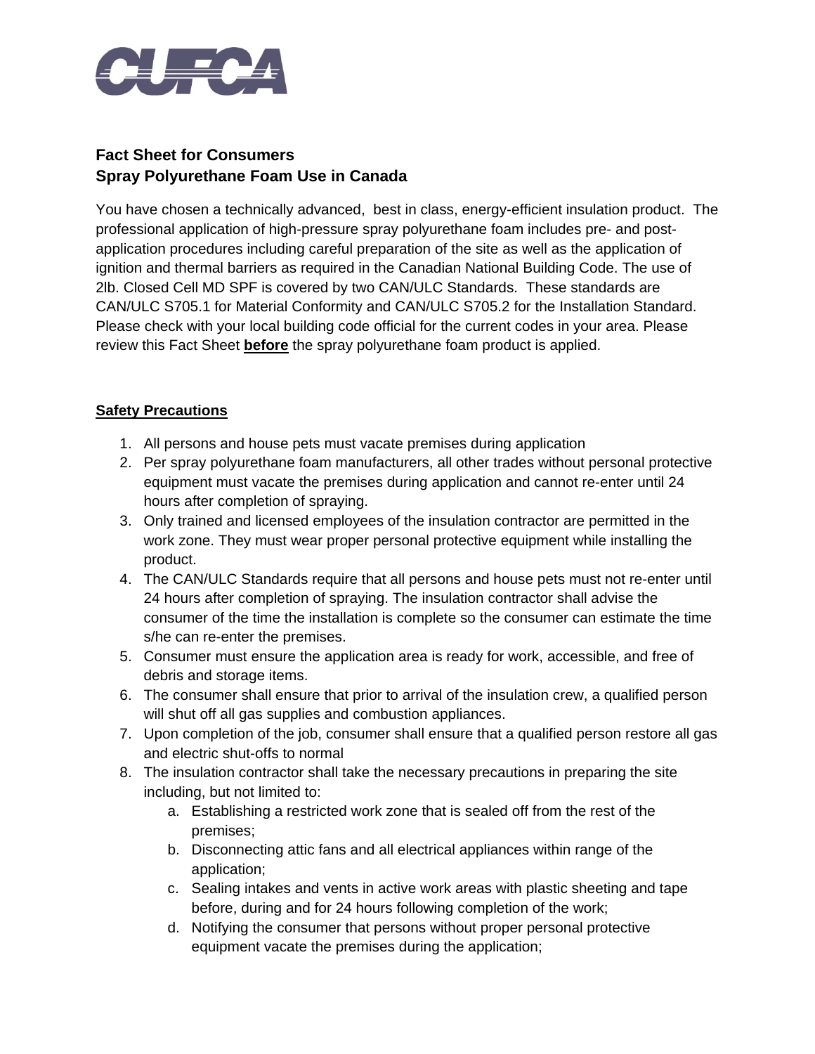CUFCA

## Fact Sheet for Consumers
## Spray Polyurethane Foam Use in Canada

You have chosen a technically advanced, best in class, energy-efficient insulation product. The professional application of high-pressure spray polyurethane foam includes pre- and post-application procedures including careful preparation of the site as well as the application of ignition and thermal barriers as required in the Canadian National Building Code. The use of 2lb. Closed Cell MD SPF is covered by two CAN/ULC Standards. These standards are CAN/ULC S705.1 for Material Conformity and CAN/ULC S705.2 for the Installation Standard. Please check with your local building code official for the current codes in your area. Please review this Fact Sheet **before** the spray polyurethane foam product is applied.

**Safety Precautions**

1. All persons and house pets must vacate premises during application
2. Per spray polyurethane foam manufacturers, all other trades without personal protective equipment must vacate the premises during application and cannot re-enter until 24 hours after completion of spraying.
3. Only trained and licensed employees of the insulation contractor are permitted in the work zone. They must wear proper personal protective equipment while installing the product.
4. The CAN/ULC Standards require that all persons and house pets must not re-enter until 24 hours after completion of spraying. The insulation contractor shall advise the consumer of the time the installation is complete so the consumer can estimate the time s/he can re-enter the premises.
5. Consumer must ensure the application area is ready for work, accessible, and free of debris and storage items.
6. The consumer shall ensure that prior to arrival of the insulation crew, a qualified person will shut off all gas supplies and combustion appliances.
7. Upon completion of the job, consumer shall ensure that a qualified person restore all gas and electric shut-offs to normal
8. The insulation contractor shall take the necessary precautions in preparing the site including, but not limited to:
   a. Establishing a restricted work zone that is sealed off from the rest of the premises;
   b. Disconnecting attic fans and all electrical appliances within range of the application;
   c. Sealing intakes and vents in active work areas with plastic sheeting and tape before, during and for 24 hours following completion of the work;
   d. Notifying the consumer that persons without proper personal protective equipment vacate the premises during the application;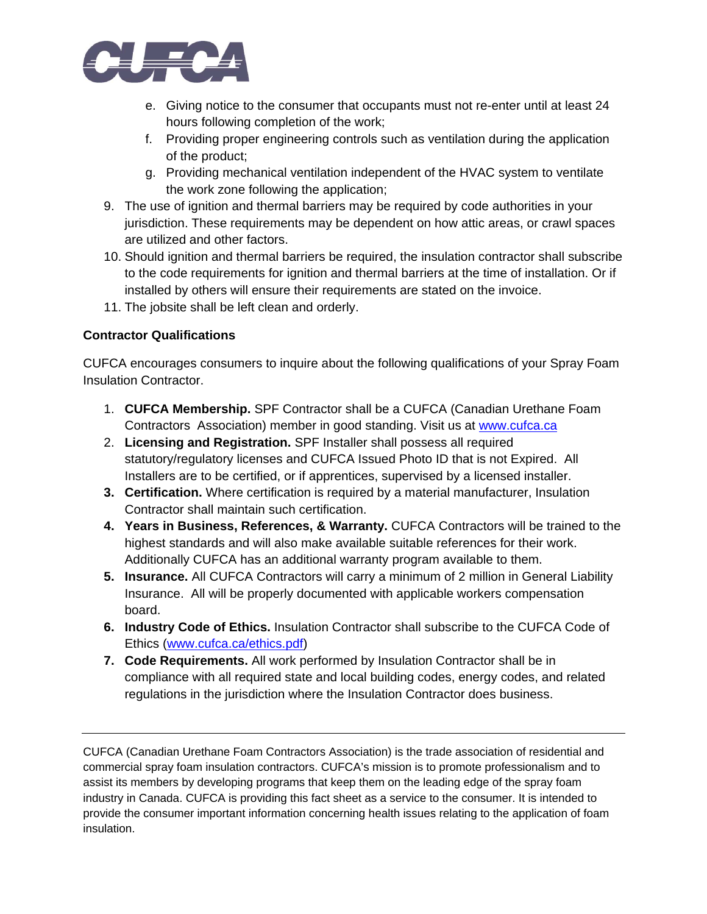e. Giving notice to the consumer that occupants must not re-enter until at least 24 hours following completion of the work;
   f. Providing proper engineering controls such as ventilation during the application of the product;
   g. Providing mechanical ventilation independent of the HVAC system to ventilate the work zone following the application;

9. The use of ignition and thermal barriers may be required by code authorities in your jurisdiction. These requirements may be dependent on how attic areas, or crawl spaces are utilized and other factors.
10. Should ignition and thermal barriers be required, the insulation contractor shall subscribe to the code requirements for ignition and thermal barriers at the time of installation. Or if installed by others will ensure their requirements are stated on the invoice.
11. The jobsite shall be left clean and orderly.

**Contractor Qualifications**

CUFCA encourages consumers to inquire about the following qualifications of your Spray Foam Insulation Contractor.

1. **CUFCA Membership.** SPF Contractor shall be a CUFCA (Canadian Urethane Foam Contractors Association) member in good standing. Visit us at www.cufca.ca
2. **Licensing and Registration.** SPF Installer shall possess all required statutory/regulatory licenses and CUFCA Issued Photo ID that is not Expired. All Installers are to be certified, or if apprentices, supervised by a licensed installer.
3. **Certification.** Where certification is required by a material manufacturer, Insulation Contractor shall maintain such certification.
4. **Years in Business, References, & Warranty.** CUFCA Contractors will be trained to the highest standards and will also make available suitable references for their work. Additionally CUFCA has an additional warranty program available to them.
5. **Insurance.** All CUFCA Contractors will carry a minimum of 2 million in General Liability Insurance. All will be properly documented with applicable workers compensation board.
6. **Industry Code of Ethics.** Insulation Contractor shall subscribe to the CUFCA Code of Ethics (www.cufca.ca/ethics.pdf)
7. **Code Requirements.** All work performed by Insulation Contractor shall be in compliance with all required state and local building codes, energy codes, and related regulations in the jurisdiction where the Insulation Contractor does business.

---

CUFCA (Canadian Urethane Foam Contractors Association) is the trade association of residential and commercial spray foam insulation contractors. CUFCA's mission is to promote professionalism and to assist its members by developing programs that keep them on the leading edge of the spray foam industry in Canada. CUFCA is providing this fact sheet as a service to the consumer. It is intended to provide the consumer important information concerning health issues relating to the application of foam insulation.